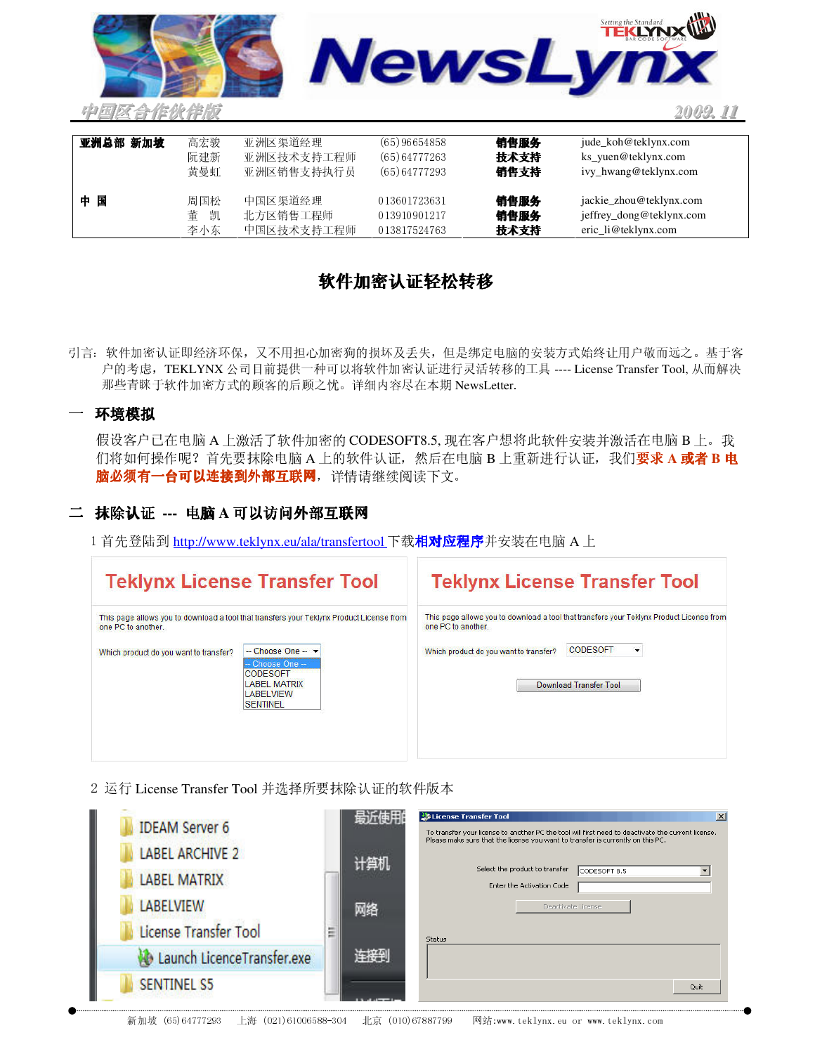# NewsLynx

中国区合作伙伴版　　2009. 11

| 亚洲总部 新加坡 | 高宏骏 | 亚洲区渠道经理 | (65)96654858 | 销售服务 | jude_koh@teklynx.com |
|---|---|---|---|---|---|
| | 阮建新 | 亚洲区技术支持工程师 | (65)64777263 | 技术支持 | ks_yuen@teklynx.com |
| | 黄曼虹 | 亚洲区销售支持执行员 | (65)64777293 | 销售支持 | ivy_hwang@teklynx.com |
| 中 国 | 周国松 | 中国区渠道经理 | 013601723631 | 销售服务 | jackie_zhou@teklynx.com |
| | 董　凯 | 北方区销售工程师 | 013910901217 | 销售服务 | jeffrey_dong@teklynx.com |
| | 李小东 | 中国区技术支持工程师 | 013817524763 | 技术支持 | eric_li@teklynx.com |

## 软件加密认证轻松转移

引言：软件加密认证即经济环保，又不用担心加密狗的损坏及丢失，但是绑定电脑的安装方式始终让用户敬而远之。基于客户的考虑，TEKLYNX 公司目前提供一种可以将软件加密认证进行灵活转移的工具 ---- License Transfer Tool, 从而解决那些青睐于软件加密方式的顾客的后顾之忧。详细内容尽在本期 NewsLetter.

### 一　环境模拟

假设客户已在电脑 A 上激活了软件加密的 CODESOFT8.5, 现在客户想将此软件安装并激活在电脑 B 上。我们将如何操作呢？首先要抹除电脑 A 上的软件认证，然后在电脑 B 上重新进行认证，我们**要求 A 或者 B 电脑必须有一台可以连接到外部互联网**，详情请继续阅读下文。

### 二　抹除认证 --- 电脑 A 可以访问外部互联网

1 首先登陆到 http://www.teklynx.eu/ala/transfertool 下载**相对应程序**并安装在电脑 A 上

**Teklynx License Transfer Tool**

This page allows you to download a tool that transfers your Teklynx Product License from one PC to another.

Which product do you want to transfer? -- Choose One --
- -- Choose One --
- CODESOFT
- LABEL MATRIX
- LABELVIEW
- SENTINEL

**Teklynx License Transfer Tool**

This page allows you to download a tool that transfers your Teklynx Product License from one PC to another.

Which product do you want to transfer? CODESOFT

Download Transfer Tool

2 运行 License Transfer Tool 并选择所要抹除认证的软件版本

- IDEAM Server 6
- LABEL ARCHIVE 2
- LABEL MATRIX
- LABELVIEW
- License Transfer Tool
  - Launch LicenceTransfer.exe
- SENTINEL S5

最近使用 / 计算机 / 网络 / 连接到

**License Transfer Tool**

To transfer your license to another PC the tool will first need to deactivate the current license. Please make sure that the license you want to transfer is currently on this PC.

Select the product to transfer: CODESOFT 8.5

Enter the Activation Code:

Deactivate License

Status

Quit

新加坡 (65)64777293　上海 (021)61006588-304　北京 (010)67887799　网站:www.teklynx.eu or www.teklynx.com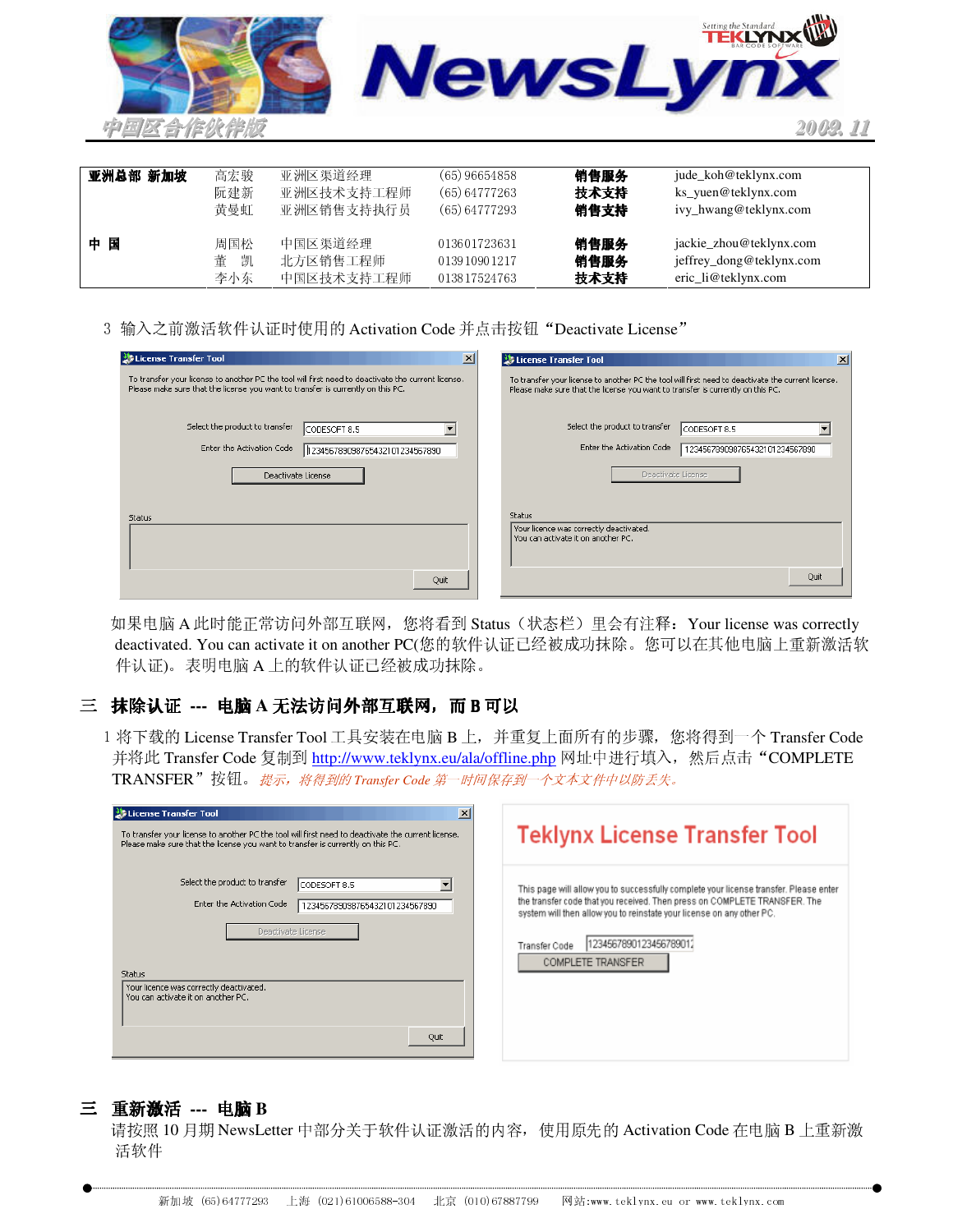NewsLynx

中国区合作伙伴版

2009. 11

| | | | | | |
|---|---|---|---|---|---|
| **亚洲总部 新加坡** | 高宏骏 | 亚洲区渠道经理 | (65) 96654858 | **销售服务** | jude_koh@teklynx.com |
| | 阮建新 | 亚洲区技术支持工程师 | (65) 64777263 | **技术支持** | ks_yuen@teklynx.com |
| | 黄曼虹 | 亚洲区销售支持执行员 | (65) 64777293 | **销售支持** | ivy_hwang@teklynx.com |
| **中 国** | 周国松 | 中国区渠道经理 | 013601723631 | **销售服务** | jackie_zhou@teklynx.com |
| | 董 凯 | 北方区销售工程师 | 013910901217 | **销售服务** | jeffrey_dong@teklynx.com |
| | 李小东 | 中国区技术支持工程师 | 013817524763 | **技术支持** | eric_li@teklynx.com |

3 输入之前激活软件认证时使用的 Activation Code 并点击按钮“Deactivate License”

如果电脑 A 此时能正常访问外部互联网，您将看到 Status（状态栏）里会有注释：Your license was correctly deactivated. You can activate it on another PC(您的软件认证已经被成功抹除。您可以在其他电脑上重新激活软件认证)。表明电脑 A 上的软件认证已经被成功抹除。

## 三 抹除认证 --- 电脑 A 无法访问外部互联网，而 B 可以

1 将下载的 License Transfer Tool 工具安装在电脑 B 上，并重复上面所有的步骤，您将得到一个 Transfer Code 并将此 Transfer Code 复制到 http://www.teklynx.eu/ala/offline.php 网址中进行填入，然后点击“COMPLETE TRANSFER”按钮。*提示，将得到的 Transfer Code 第一时间保存到一个文本文件中以防丢失。*

## 三 重新激活 --- 电脑 B

请按照 10 月期 NewsLetter 中部分关于软件认证激活的内容，使用原先的 Activation Code 在电脑 B 上重新激活软件

新加坡 (65)64777293 上海 (021)61006588-304 北京 (010)67887799 网站:www.teklynx.eu or www.teklynx.com